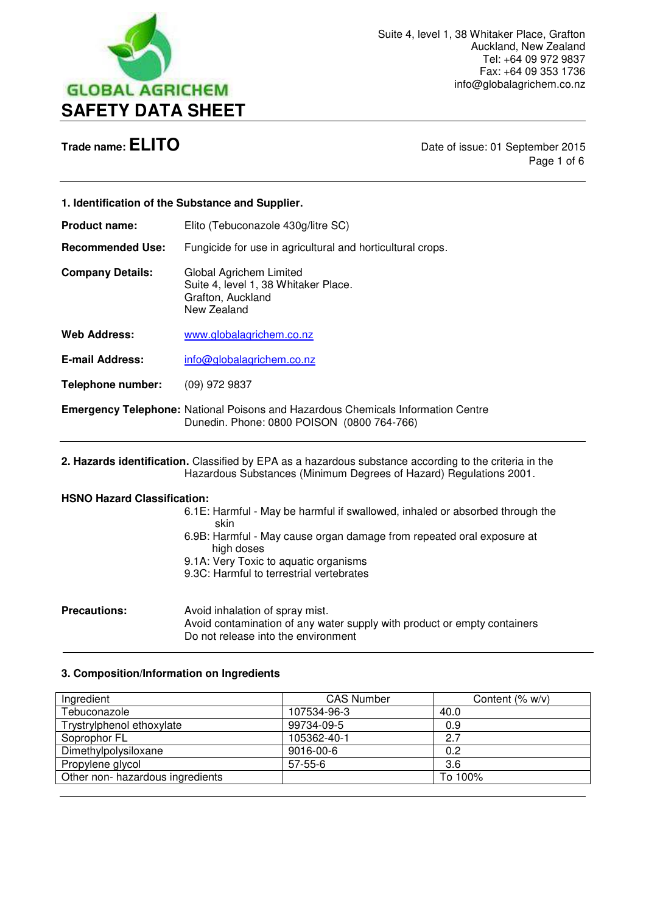GLOBAL AGRICHEM

Suite 4, level 1, 38 Whitaker Place, Grafton
Auckland, New Zealand
Tel: +64 09 972 9837
Fax: +64 09 353 1736
info@globalagrichem.co.nz

# SAFETY DATA SHEET

**Trade name: ELITO**

Date of issue: 01 September 2015

## 1. Identification of the Substance and Supplier.

**Product name:** Elito (Tebuconazole 430g/litre SC)

**Recommended Use:** Fungicide for use in agricultural and horticultural crops.

**Company Details:** Global Agrichem Limited
Suite 4, level 1, 38 Whitaker Place.
Grafton, Auckland
New Zealand

**Web Address:** www.globalagrichem.co.nz

**E-mail Address:** info@globalagrichem.co.nz

**Telephone number:** (09) 972 9837

**Emergency Telephone:** National Poisons and Hazardous Chemicals Information Centre Dunedin. Phone: 0800 POISON (0800 764-766)

## 2. Hazards identification.

Classified by EPA as a hazardous substance according to the criteria in the Hazardous Substances (Minimum Degrees of Hazard) Regulations 2001.

**HSNO Hazard Classification:**

- 6.1E: Harmful - May be harmful if swallowed, inhaled or absorbed through the skin
- 6.9B: Harmful - May cause organ damage from repeated oral exposure at high doses
- 9.1A: Very Toxic to aquatic organisms
- 9.3C: Harmful to terrestrial vertebrates

**Precautions:**

Avoid inhalation of spray mist.
Avoid contamination of any water supply with product or empty containers
Do not release into the environment

## 3. Composition/Information on Ingredients

| Ingredient | CAS Number | Content (% w/v) |
|---|---|---|
| Tebuconazole | 107534-96-3 | 40.0 |
| Trystrylphenol ethoxylate | 99734-09-5 | 0.9 |
| Soprophor FL | 105362-40-1 | 2.7 |
| Dimethylpolysiloxane | 9016-00-6 | 0.2 |
| Propylene glycol | 57-55-6 | 3.6 |
| Other non- hazardous ingredients | | To 100% |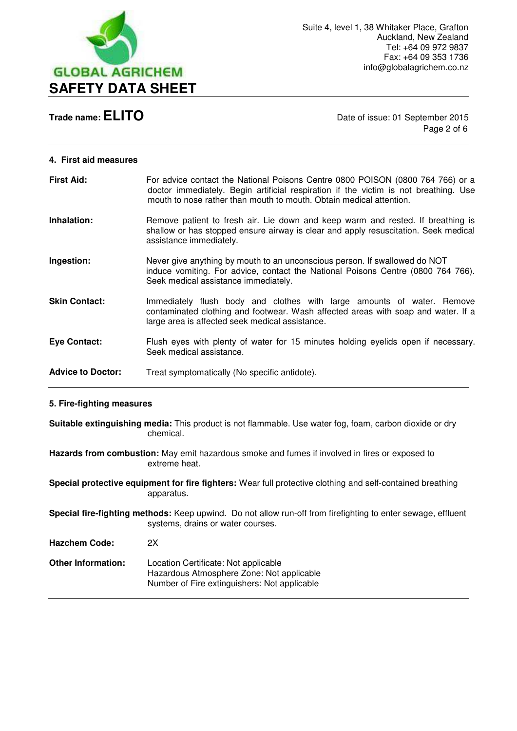## 4. First aid measures

**First Aid:** For advice contact the National Poisons Centre 0800 POISON (0800 764 766) or a doctor immediately. Begin artificial respiration if the victim is not breathing. Use mouth to nose rather than mouth to mouth. Obtain medical attention.

**Inhalation:** Remove patient to fresh air. Lie down and keep warm and rested. If breathing is shallow or has stopped ensure airway is clear and apply resuscitation. Seek medical assistance immediately.

**Ingestion:** Never give anything by mouth to an unconscious person. If swallowed do NOT induce vomiting. For advice, contact the National Poisons Centre (0800 764 766). Seek medical assistance immediately.

**Skin Contact:** Immediately flush body and clothes with large amounts of water. Remove contaminated clothing and footwear. Wash affected areas with soap and water. If a large area is affected seek medical assistance.

**Eye Contact:** Flush eyes with plenty of water for 15 minutes holding eyelids open if necessary. Seek medical assistance.

**Advice to Doctor:** Treat symptomatically (No specific antidote).

## 5. Fire-fighting measures

**Suitable extinguishing media:** This product is not flammable. Use water fog, foam, carbon dioxide or dry chemical.

**Hazards from combustion:** May emit hazardous smoke and fumes if involved in fires or exposed to extreme heat.

**Special protective equipment for fire fighters:** Wear full protective clothing and self-contained breathing apparatus.

**Special fire-fighting methods:** Keep upwind. Do not allow run-off from firefighting to enter sewage, effluent systems, drains or water courses.

**Hazchem Code:** 2X

**Other Information:** Location Certificate: Not applicable
Hazardous Atmosphere Zone: Not applicable
Number of Fire extinguishers: Not applicable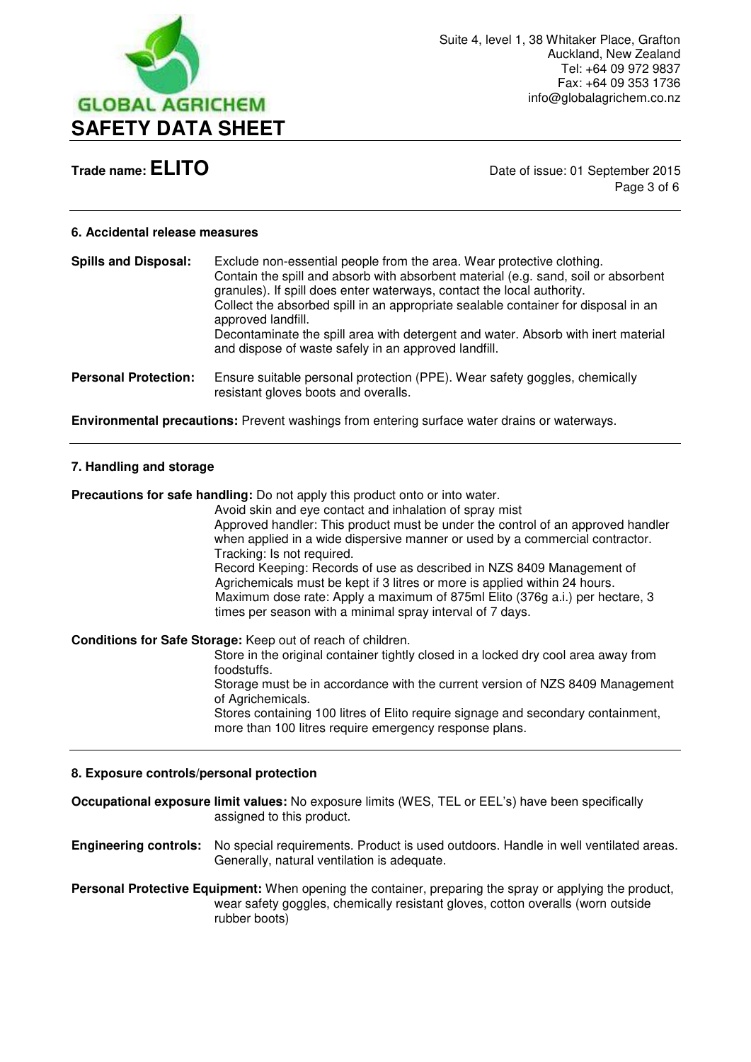## 6. Accidental release measures

**Spills and Disposal:** Exclude non-essential people from the area. Wear protective clothing. Contain the spill and absorb with absorbent material (e.g. sand, soil or absorbent granules). If spill does enter waterways, contact the local authority.
Collect the absorbed spill in an appropriate sealable container for disposal in an approved landfill.
Decontaminate the spill area with detergent and water. Absorb with inert material and dispose of waste safely in an approved landfill.

**Personal Protection:** Ensure suitable personal protection (PPE). Wear safety goggles, chemically resistant gloves boots and overalls.

**Environmental precautions:** Prevent washings from entering surface water drains or waterways.

## 7. Handling and storage

**Precautions for safe handling:** Do not apply this product onto or into water.
Avoid skin and eye contact and inhalation of spray mist
Approved handler: This product must be under the control of an approved handler when applied in a wide dispersive manner or used by a commercial contractor.
Tracking: Is not required.
Record Keeping: Records of use as described in NZS 8409 Management of Agrichemicals must be kept if 3 litres or more is applied within 24 hours.
Maximum dose rate: Apply a maximum of 875ml Elito (376g a.i.) per hectare, 3 times per season with a minimal spray interval of 7 days.

**Conditions for Safe Storage:** Keep out of reach of children.
Store in the original container tightly closed in a locked dry cool area away from foodstuffs.
Storage must be in accordance with the current version of NZS 8409 Management of Agrichemicals.
Stores containing 100 litres of Elito require signage and secondary containment, more than 100 litres require emergency response plans.

## 8. Exposure controls/personal protection

**Occupational exposure limit values:** No exposure limits (WES, TEL or EEL's) have been specifically assigned to this product.

**Engineering controls:** No special requirements. Product is used outdoors. Handle in well ventilated areas. Generally, natural ventilation is adequate.

**Personal Protective Equipment:** When opening the container, preparing the spray or applying the product, wear safety goggles, chemically resistant gloves, cotton overalls (worn outside rubber boots)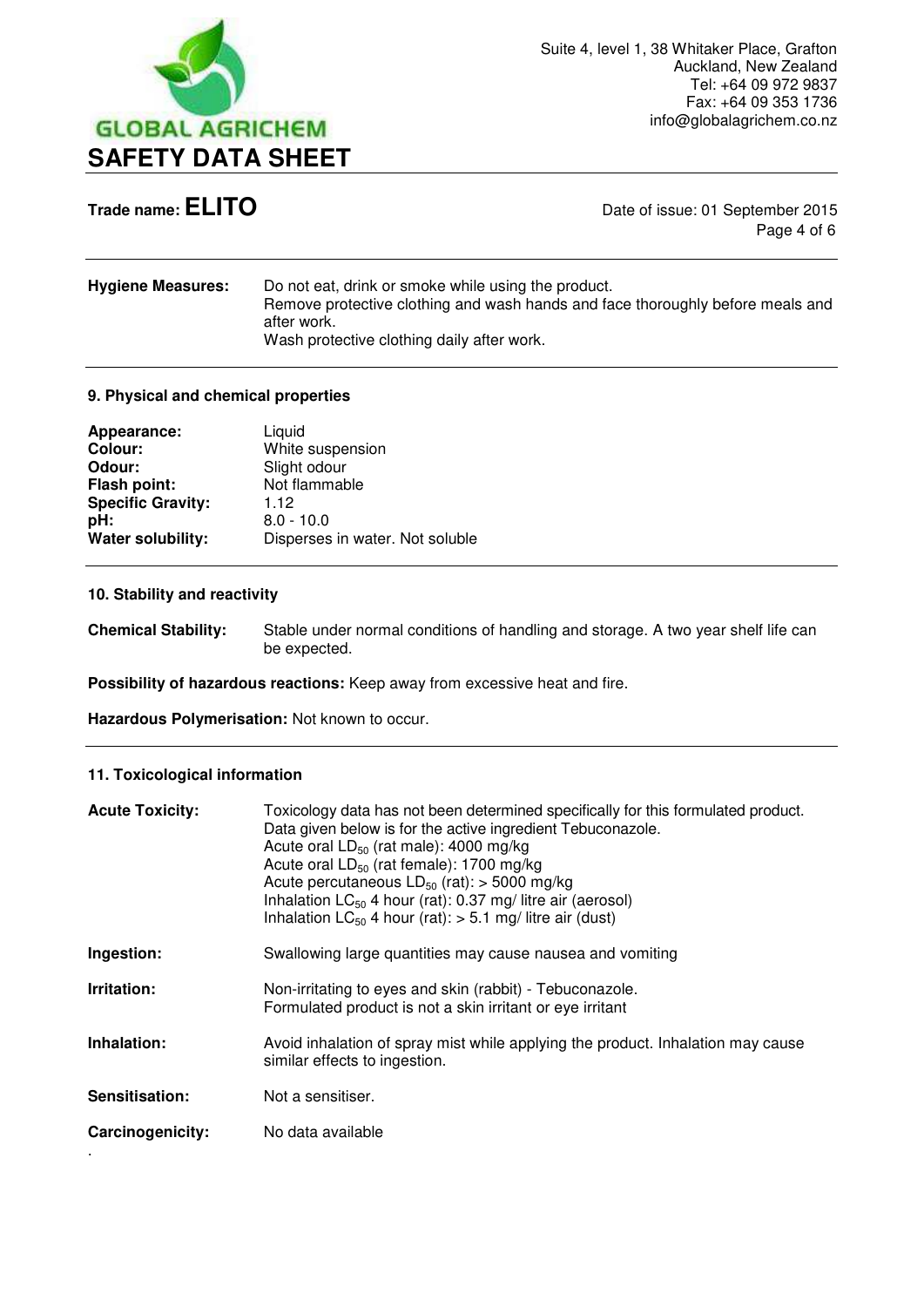**Hygiene Measures:** Do not eat, drink or smoke while using the product.
Remove protective clothing and wash hands and face thoroughly before meals and after work.
Wash protective clothing daily after work.

## 9. Physical and chemical properties

**Appearance:** Liquid
**Colour:** White suspension
**Odour:** Slight odour
**Flash point:** Not flammable
**Specific Gravity:** 1.12
**pH:** 8.0 - 10.0
**Water solubility:** Disperses in water. Not soluble

## 10. Stability and reactivity

**Chemical Stability:** Stable under normal conditions of handling and storage. A two year shelf life can be expected.

**Possibility of hazardous reactions:** Keep away from excessive heat and fire.

**Hazardous Polymerisation:** Not known to occur.

## 11. Toxicological information

**Acute Toxicity:** Toxicology data has not been determined specifically for this formulated product.
Data given below is for the active ingredient Tebuconazole.
Acute oral $LD_{50}$ (rat male): 4000 mg/kg
Acute oral $LD_{50}$ (rat female): 1700 mg/kg
Acute percutaneous $LD_{50}$ (rat): > 5000 mg/kg
Inhalation $LC_{50}$ 4 hour (rat): 0.37 mg/ litre air (aerosol)
Inhalation $LC_{50}$ 4 hour (rat): > 5.1 mg/ litre air (dust)

**Ingestion:** Swallowing large quantities may cause nausea and vomiting

**Irritation:** Non-irritating to eyes and skin (rabbit) - Tebuconazole.
Formulated product is not a skin irritant or eye irritant

**Inhalation:** Avoid inhalation of spray mist while applying the product. Inhalation may cause similar effects to ingestion.

**Sensitisation:** Not a sensitiser.

**Carcinogenicity:** No data available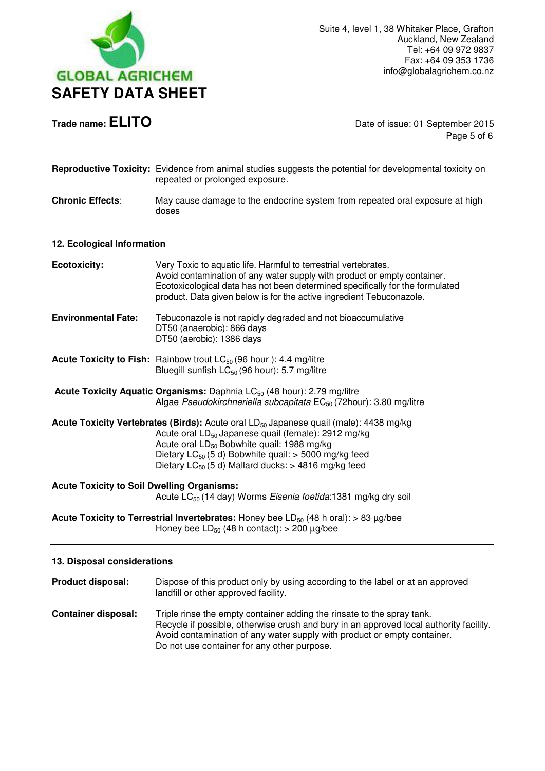**Reproductive Toxicity:** Evidence from animal studies suggests the potential for developmental toxicity on repeated or prolonged exposure.

**Chronic Effects**: May cause damage to the endocrine system from repeated oral exposure at high doses

## 12. Ecological Information

**Ecotoxicity:** Very Toxic to aquatic life. Harmful to terrestrial vertebrates. Avoid contamination of any water supply with product or empty container. Ecotoxicological data has not been determined specifically for the formulated product. Data given below is for the active ingredient Tebuconazole.

**Environmental Fate:** Tebuconazole is not rapidly degraded and not bioaccumulative
DT50 (anaerobic): 866 days
DT50 (aerobic): 1386 days

**Acute Toxicity to Fish:** Rainbow trout $LC_{50}$ (96 hour ): 4.4 mg/litre
Bluegill sunfish $LC_{50}$ (96 hour): 5.7 mg/litre

**Acute Toxicity Aquatic Organisms:** Daphnia $LC_{50}$ (48 hour): 2.79 mg/litre
Algae *Pseudokirchneriella subcapitata* $EC_{50}$ (72hour): 3.80 mg/litre

**Acute Toxicity Vertebrates (Birds):** Acute oral $LD_{50}$ Japanese quail (male): 4438 mg/kg
Acute oral $LD_{50}$ Japanese quail (female): 2912 mg/kg
Acute oral $LD_{50}$ Bobwhite quail: 1988 mg/kg
Dietary $LC_{50}$ (5 d) Bobwhite quail: > 5000 mg/kg feed
Dietary $LC_{50}$ (5 d) Mallard ducks: > 4816 mg/kg feed

**Acute Toxicity to Soil Dwelling Organisms:**
Acute $LC_{50}$ (14 day) Worms *Eisenia foetida*:1381 mg/kg dry soil

**Acute Toxicity to Terrestrial Invertebrates:** Honey bee $LD_{50}$ (48 h oral): > 83 µg/bee
Honey bee $LD_{50}$ (48 h contact): > 200 µg/bee

## 13. Disposal considerations

**Product disposal:** Dispose of this product only by using according to the label or at an approved landfill or other approved facility.

**Container disposal:** Triple rinse the empty container adding the rinsate to the spray tank. Recycle if possible, otherwise crush and bury in an approved local authority facility. Avoid contamination of any water supply with product or empty container. Do not use container for any other purpose.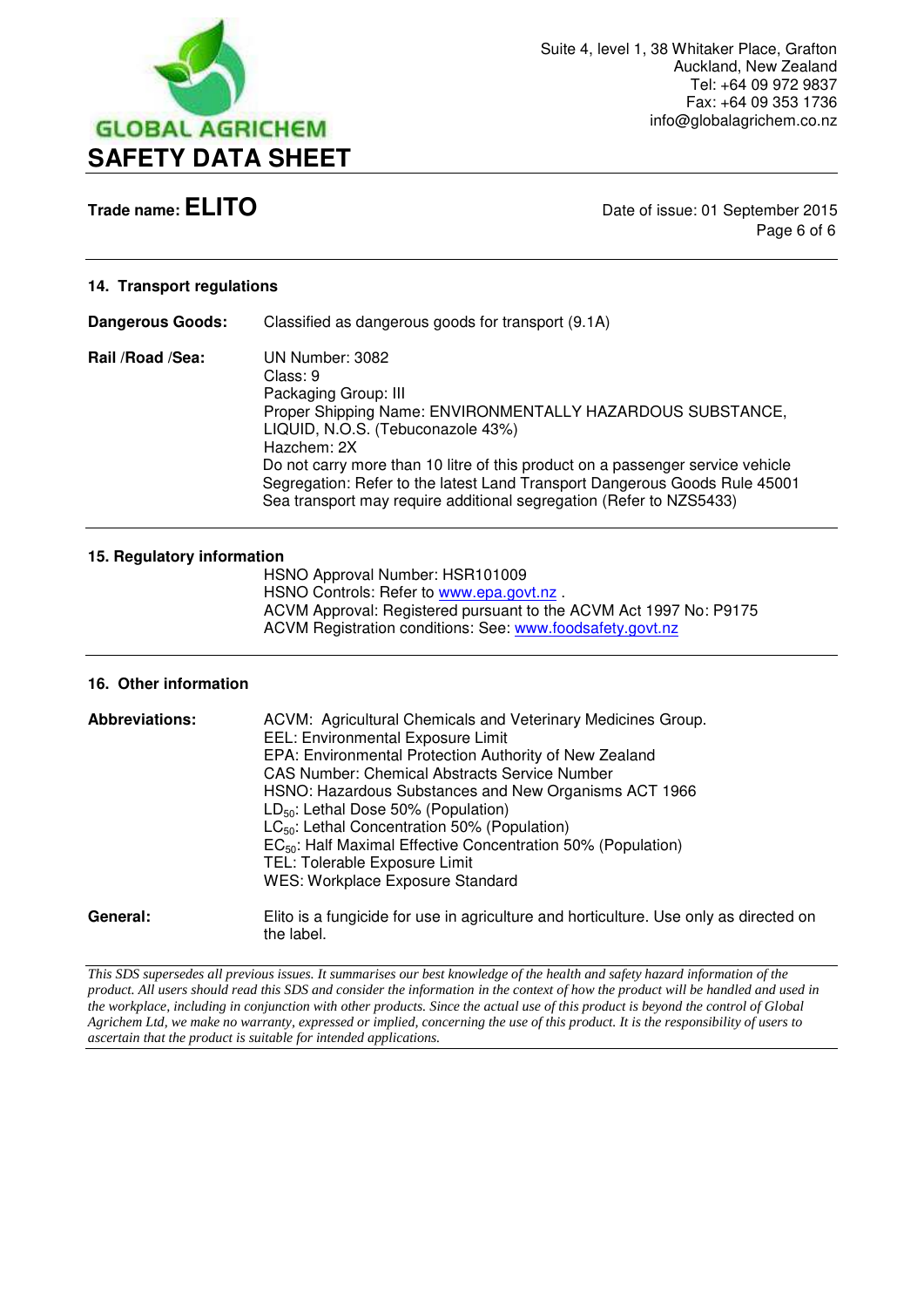## 14. Transport regulations

**Dangerous Goods:** Classified as dangerous goods for transport (9.1A)

**Rail /Road /Sea:**
UN Number: 3082
Class: 9
Packaging Group: III
Proper Shipping Name: ENVIRONMENTALLY HAZARDOUS SUBSTANCE, LIQUID, N.O.S. (Tebuconazole 43%)
Hazchem: 2X
Do not carry more than 10 litre of this product on a passenger service vehicle
Segregation: Refer to the latest Land Transport Dangerous Goods Rule 45001
Sea transport may require additional segregation (Refer to NZS5433)

## 15. Regulatory information

HSNO Approval Number: HSR101009
HSNO Controls: Refer to www.epa.govt.nz .
ACVM Approval: Registered pursuant to the ACVM Act 1997 No: P9175
ACVM Registration conditions: See: www.foodsafety.govt.nz

## 16. Other information

**Abbreviations:**
ACVM: Agricultural Chemicals and Veterinary Medicines Group.
EEL: Environmental Exposure Limit
EPA: Environmental Protection Authority of New Zealand
CAS Number: Chemical Abstracts Service Number
HSNO: Hazardous Substances and New Organisms ACT 1966
$LD_{50}$: Lethal Dose 50% (Population)
$LC_{50}$: Lethal Concentration 50% (Population)
$EC_{50}$: Half Maximal Effective Concentration 50% (Population)
TEL: Tolerable Exposure Limit
WES: Workplace Exposure Standard

**General:** Elito is a fungicide for use in agriculture and horticulture. Use only as directed on the label.

*This SDS supersedes all previous issues. It summarises our best knowledge of the health and safety hazard information of the product. All users should read this SDS and consider the information in the context of how the product will be handled and used in the workplace, including in conjunction with other products. Since the actual use of this product is beyond the control of Global Agrichem Ltd, we make no warranty, expressed or implied, concerning the use of this product. It is the responsibility of users to ascertain that the product is suitable for intended applications.*